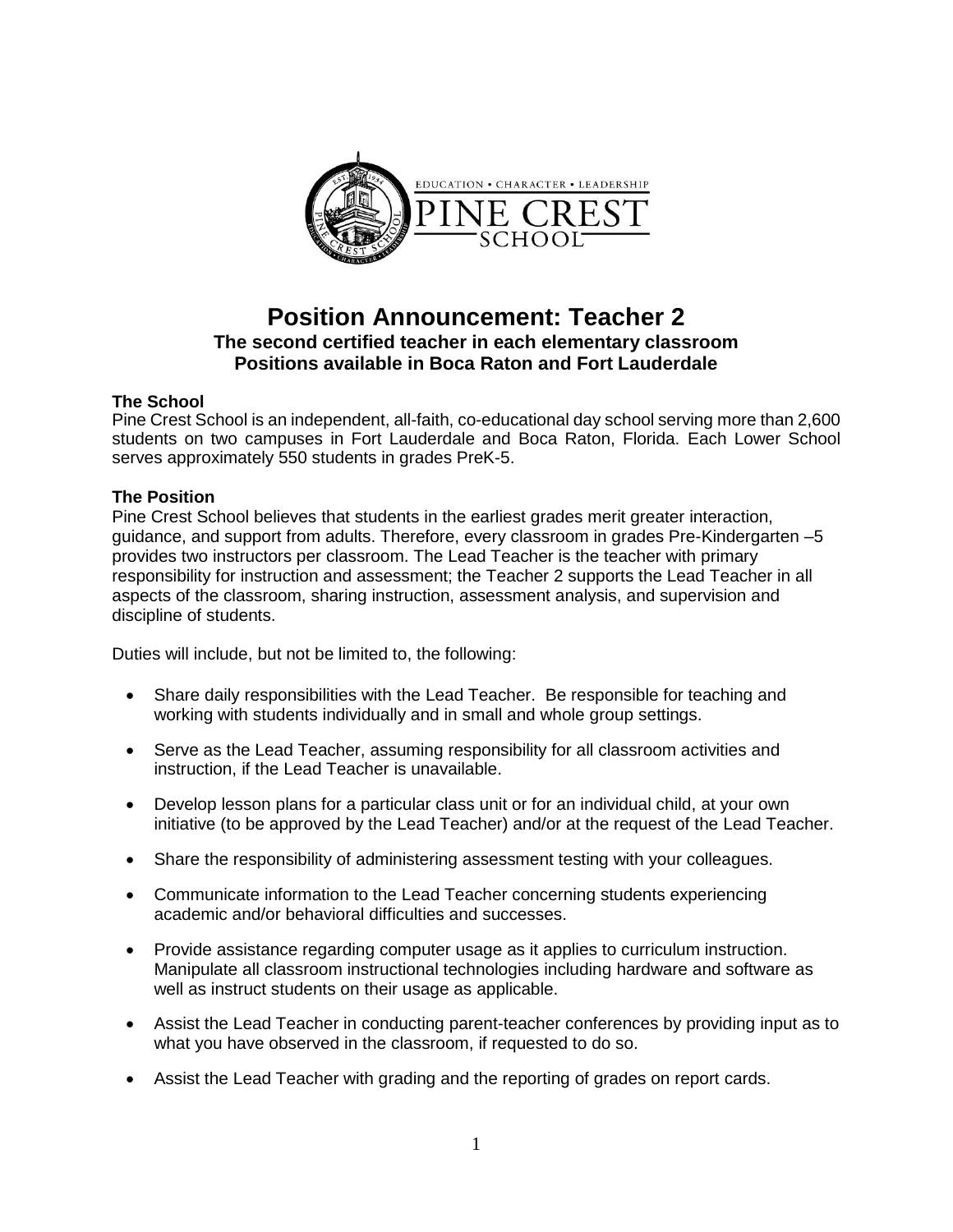EDUCATION • CHARACTER • LEADERSHIP

PINE CREST SCHOOL

# Position Announcement: Teacher 2

**The second certified teacher in each elementary classroom**
**Positions available in Boca Raton and Fort Lauderdale**

**The School**

Pine Crest School is an independent, all-faith, co-educational day school serving more than 2,600 students on two campuses in Fort Lauderdale and Boca Raton, Florida. Each Lower School serves approximately 550 students in grades PreK-5.

**The Position**

Pine Crest School believes that students in the earliest grades merit greater interaction, guidance, and support from adults. Therefore, every classroom in grades Pre-Kindergarten –5 provides two instructors per classroom. The Lead Teacher is the teacher with primary responsibility for instruction and assessment; the Teacher 2 supports the Lead Teacher in all aspects of the classroom, sharing instruction, assessment analysis, and supervision and discipline of students.

Duties will include, but not be limited to, the following:

- Share daily responsibilities with the Lead Teacher. Be responsible for teaching and working with students individually and in small and whole group settings.
- Serve as the Lead Teacher, assuming responsibility for all classroom activities and instruction, if the Lead Teacher is unavailable.
- Develop lesson plans for a particular class unit or for an individual child, at your own initiative (to be approved by the Lead Teacher) and/or at the request of the Lead Teacher.
- Share the responsibility of administering assessment testing with your colleagues.
- Communicate information to the Lead Teacher concerning students experiencing academic and/or behavioral difficulties and successes.
- Provide assistance regarding computer usage as it applies to curriculum instruction. Manipulate all classroom instructional technologies including hardware and software as well as instruct students on their usage as applicable.
- Assist the Lead Teacher in conducting parent-teacher conferences by providing input as to what you have observed in the classroom, if requested to do so.
- Assist the Lead Teacher with grading and the reporting of grades on report cards.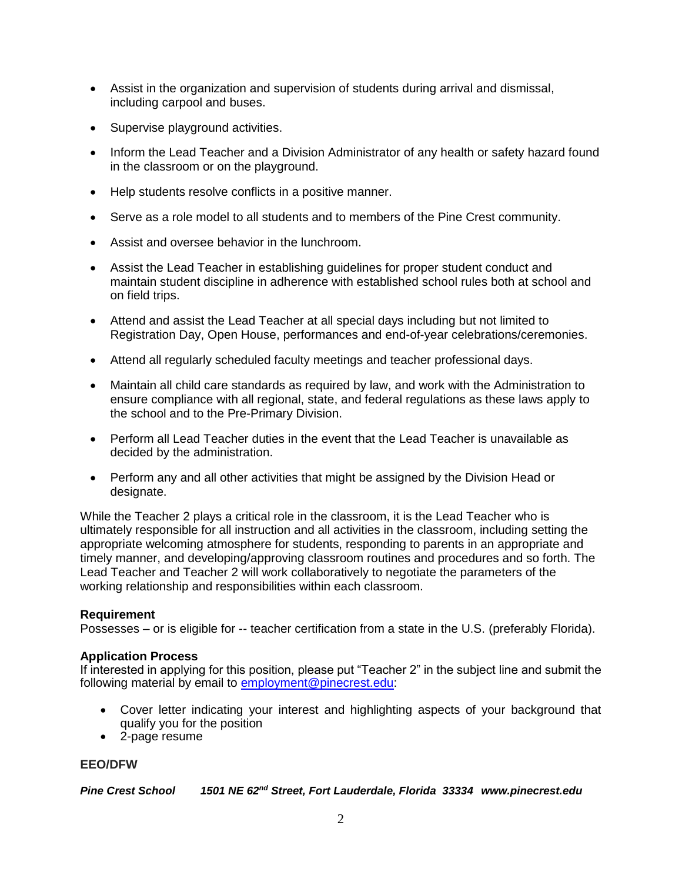- Assist in the organization and supervision of students during arrival and dismissal, including carpool and buses.
- Supervise playground activities.
- Inform the Lead Teacher and a Division Administrator of any health or safety hazard found in the classroom or on the playground.
- Help students resolve conflicts in a positive manner.
- Serve as a role model to all students and to members of the Pine Crest community.
- Assist and oversee behavior in the lunchroom.
- Assist the Lead Teacher in establishing guidelines for proper student conduct and maintain student discipline in adherence with established school rules both at school and on field trips.
- Attend and assist the Lead Teacher at all special days including but not limited to Registration Day, Open House, performances and end-of-year celebrations/ceremonies.
- Attend all regularly scheduled faculty meetings and teacher professional days.
- Maintain all child care standards as required by law, and work with the Administration to ensure compliance with all regional, state, and federal regulations as these laws apply to the school and to the Pre-Primary Division.
- Perform all Lead Teacher duties in the event that the Lead Teacher is unavailable as decided by the administration.
- Perform any and all other activities that might be assigned by the Division Head or designate.

While the Teacher 2 plays a critical role in the classroom, it is the Lead Teacher who is ultimately responsible for all instruction and all activities in the classroom, including setting the appropriate welcoming atmosphere for students, responding to parents in an appropriate and timely manner, and developing/approving classroom routines and procedures and so forth. The Lead Teacher and Teacher 2 will work collaboratively to negotiate the parameters of the working relationship and responsibilities within each classroom.

**Requirement**
Possesses – or is eligible for -- teacher certification from a state in the U.S. (preferably Florida).

**Application Process**
If interested in applying for this position, please put "Teacher 2" in the subject line and submit the following material by email to employment@pinecrest.edu:

- Cover letter indicating your interest and highlighting aspects of your background that qualify you for the position
- 2-page resume

**EEO/DFW**

***Pine Crest School 1501 NE 62nd Street, Fort Lauderdale, Florida 33334 www.pinecrest.edu***